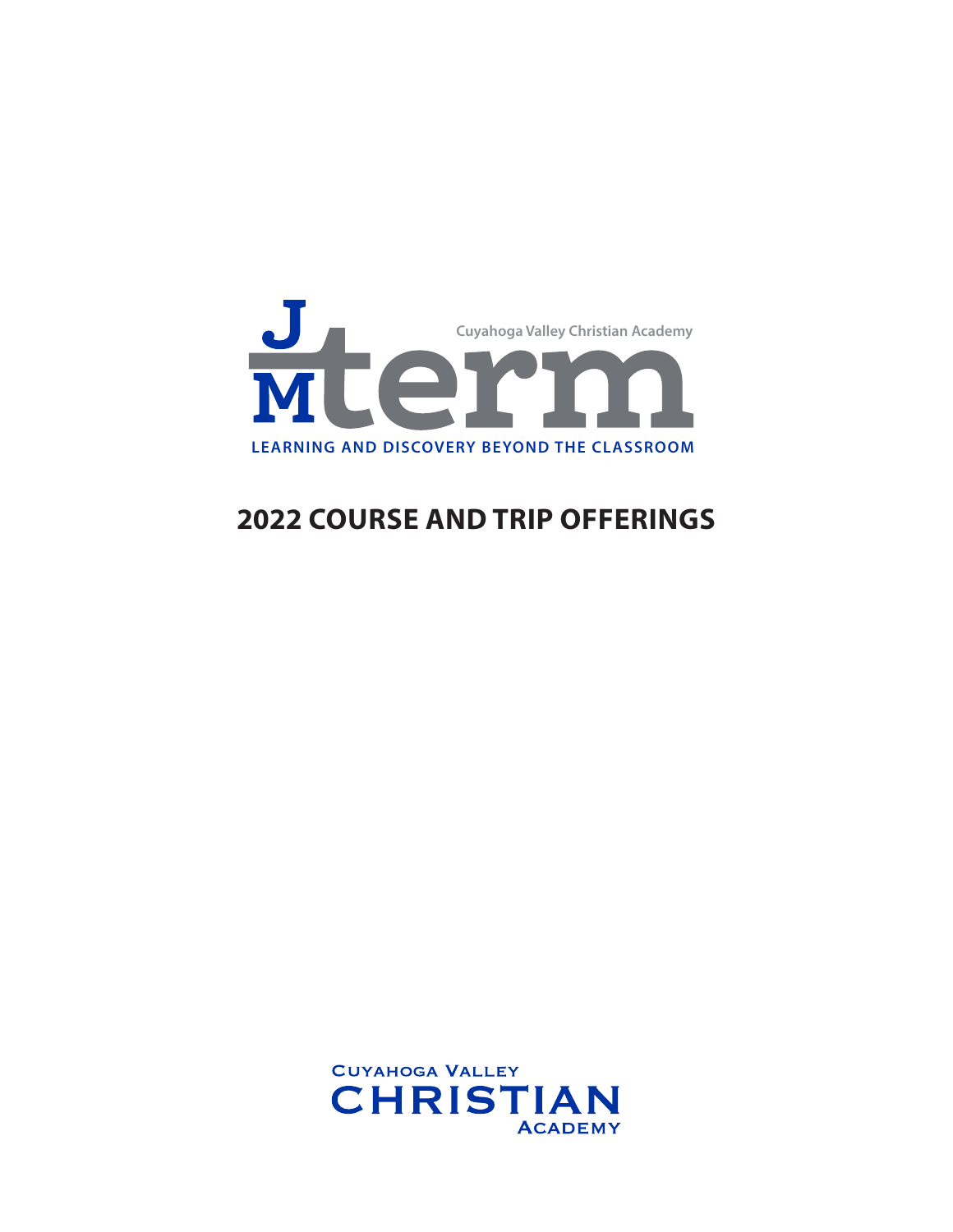# J M term

Cuyahoga Valley Christian Academy

LEARNING AND DISCOVERY BEYOND THE CLASSROOM

## 2022 COURSE AND TRIP OFFERINGS

CUYAHOGA VALLEY
CHRISTIAN
ACADEMY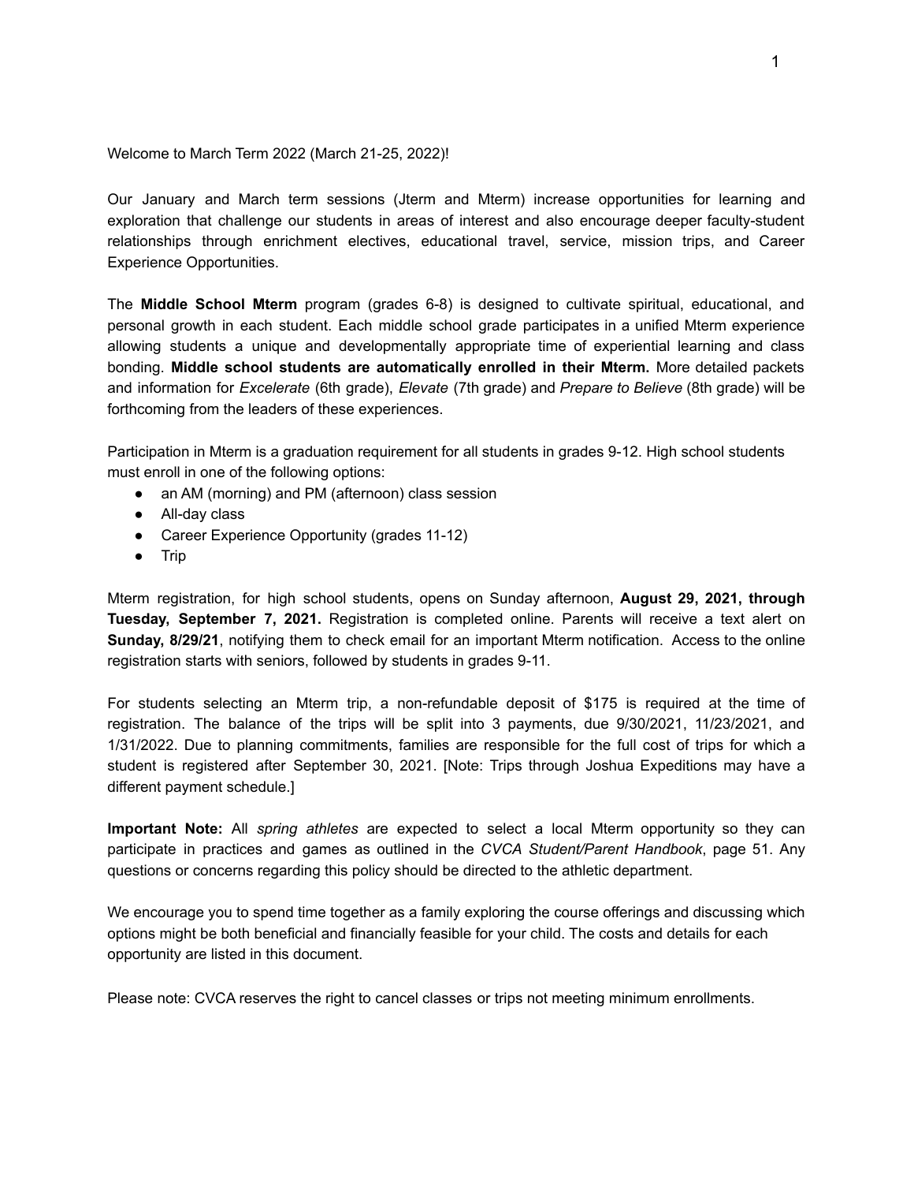Welcome to March Term 2022 (March 21-25, 2022)!

Our January and March term sessions (Jterm and Mterm) increase opportunities for learning and exploration that challenge our students in areas of interest and also encourage deeper faculty-student relationships through enrichment electives, educational travel, service, mission trips, and Career Experience Opportunities.

The **Middle School Mterm** program (grades 6-8) is designed to cultivate spiritual, educational, and personal growth in each student. Each middle school grade participates in a unified Mterm experience allowing students a unique and developmentally appropriate time of experiential learning and class bonding. **Middle school students are automatically enrolled in their Mterm.** More detailed packets and information for *Excelerate* (6th grade), *Elevate* (7th grade) and *Prepare to Believe* (8th grade) will be forthcoming from the leaders of these experiences.

Participation in Mterm is a graduation requirement for all students in grades 9-12. High school students must enroll in one of the following options:

- an AM (morning) and PM (afternoon) class session
- All-day class
- Career Experience Opportunity (grades 11-12)
- Trip

Mterm registration, for high school students, opens on Sunday afternoon, **August 29, 2021, through Tuesday, September 7, 2021.** Registration is completed online. Parents will receive a text alert on **Sunday, 8/29/21**, notifying them to check email for an important Mterm notification. Access to the online registration starts with seniors, followed by students in grades 9-11.

For students selecting an Mterm trip, a non-refundable deposit of $175 is required at the time of registration. The balance of the trips will be split into 3 payments, due 9/30/2021, 11/23/2021, and 1/31/2022. Due to planning commitments, families are responsible for the full cost of trips for which a student is registered after September 30, 2021. [Note: Trips through Joshua Expeditions may have a different payment schedule.]

**Important Note:** All *spring athletes* are expected to select a local Mterm opportunity so they can participate in practices and games as outlined in the *CVCA Student/Parent Handbook*, page 51. Any questions or concerns regarding this policy should be directed to the athletic department.

We encourage you to spend time together as a family exploring the course offerings and discussing which options might be both beneficial and financially feasible for your child. The costs and details for each opportunity are listed in this document.

Please note: CVCA reserves the right to cancel classes or trips not meeting minimum enrollments.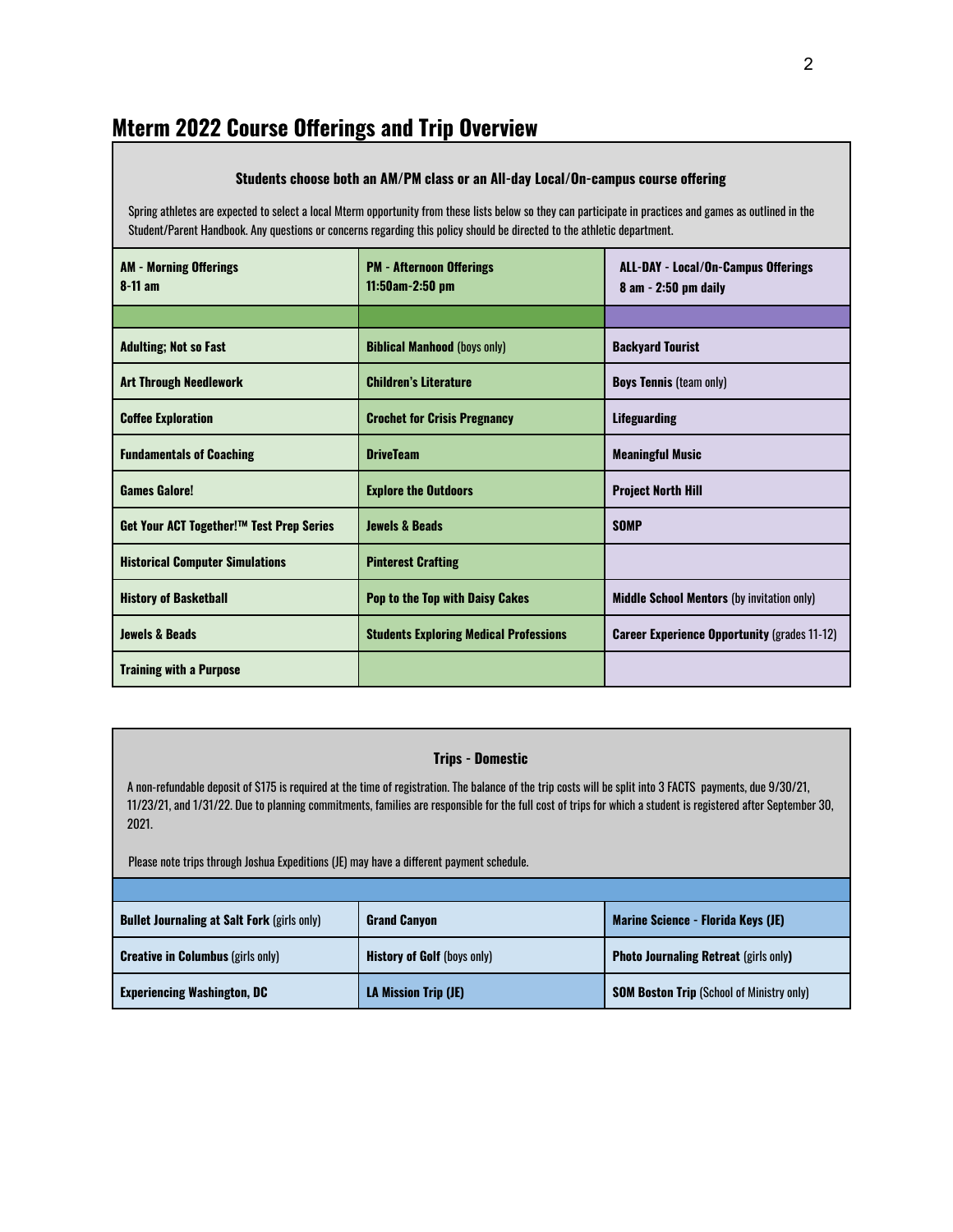# Mterm 2022 Course Offerings and Trip Overview

**Students choose both an AM/PM class or an All-day Local/On-campus course offering**

Spring athletes are expected to select a local Mterm opportunity from these lists below so they can participate in practices and games as outlined in the Student/Parent Handbook. Any questions or concerns regarding this policy should be directed to the athletic department.

| **AM - Morning Offerings 8-11 am** | **PM - Afternoon Offerings 11:50am-2:50 pm** | **ALL-DAY - Local/On-Campus Offerings 8 am - 2:50 pm daily** |
|---|---|---|
| | | |
| **Adulting; Not so Fast** | **Biblical Manhood** (boys only) | **Backyard Tourist** |
| **Art Through Needlework** | **Children's Literature** | **Boys Tennis** (team only) |
| **Coffee Exploration** | **Crochet for Crisis Pregnancy** | **Lifeguarding** |
| **Fundamentals of Coaching** | **DriveTeam** | **Meaningful Music** |
| **Games Galore!** | **Explore the Outdoors** | **Project North Hill** |
| **Get Your ACT Together!™ Test Prep Series** | **Jewels & Beads** | **SOMP** |
| **Historical Computer Simulations** | **Pinterest Crafting** | |
| **History of Basketball** | **Pop to the Top with Daisy Cakes** | **Middle School Mentors** (by invitation only) |
| **Jewels & Beads** | **Students Exploring Medical Professions** | **Career Experience Opportunity** (grades 11-12) |
| **Training with a Purpose** | | |

**Trips - Domestic**

A non-refundable deposit of $175 is required at the time of registration. The balance of the trip costs will be split into 3 FACTS payments, due 9/30/21, 11/23/21, and 1/31/22. Due to planning commitments, families are responsible for the full cost of trips for which a student is registered after September 30, 2021.

Please note trips through Joshua Expeditions (JE) may have a different payment schedule.

| | | |
|---|---|---|
| **Bullet Journaling at Salt Fork** (girls only) | **Grand Canyon** | **Marine Science - Florida Keys (JE)** |
| **Creative in Columbus** (girls only) | **History of Golf** (boys only) | **Photo Journaling Retreat** (girls only) |
| **Experiencing Washington, DC** | **LA Mission Trip (JE)** | **SOM Boston Trip** (School of Ministry only) |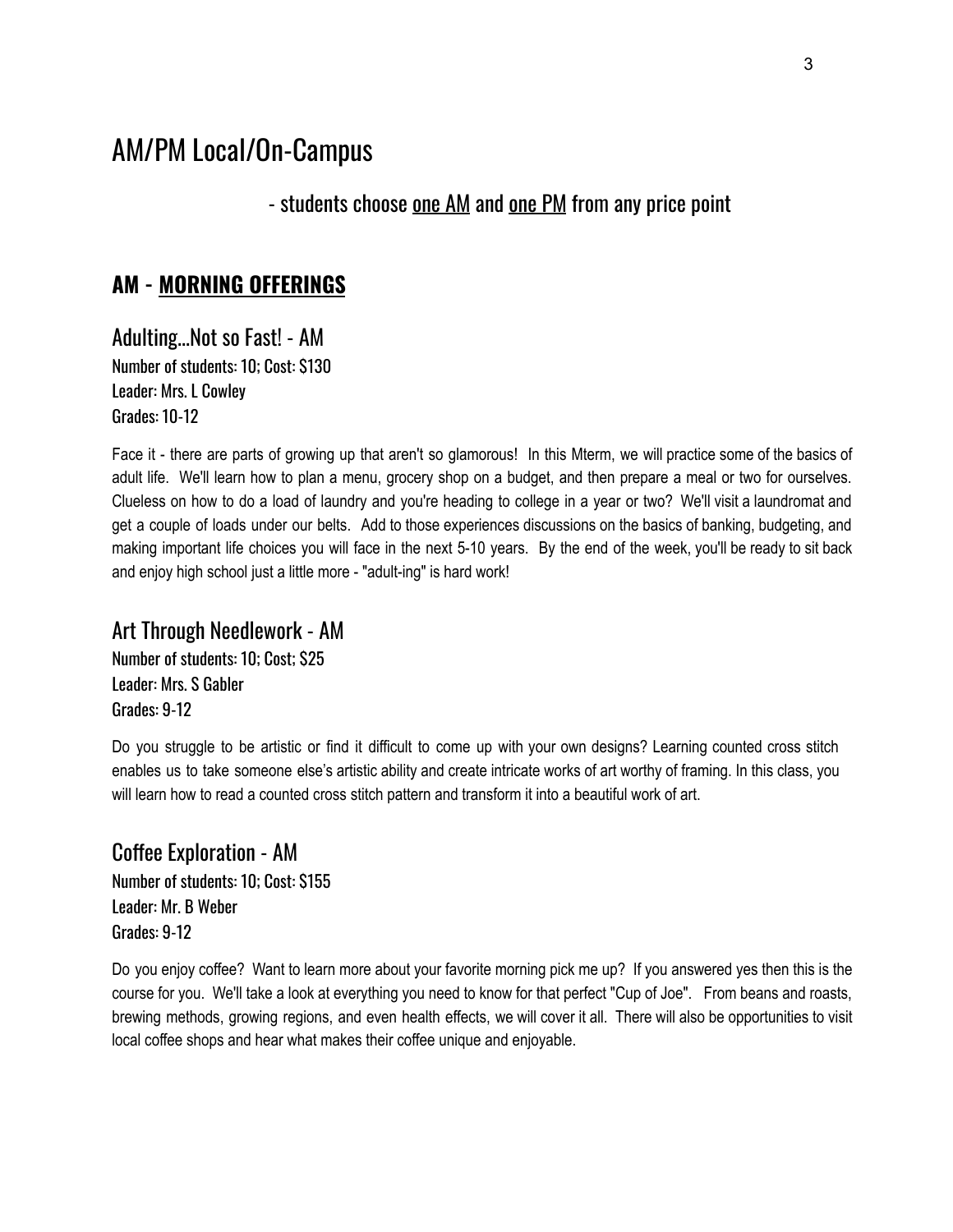# AM/PM Local/On-Campus

- students choose <u>one AM</u> and <u>one PM</u> from any price point

## AM - <u>MORNING OFFERINGS</u>

### Adulting...Not so Fast! - AM

Number of students: 10; Cost: $130
Leader: Mrs. L Cowley
Grades: 10-12

Face it - there are parts of growing up that aren't so glamorous! In this Mterm, we will practice some of the basics of adult life. We'll learn how to plan a menu, grocery shop on a budget, and then prepare a meal or two for ourselves. Clueless on how to do a load of laundry and you're heading to college in a year or two? We'll visit a laundromat and get a couple of loads under our belts. Add to those experiences discussions on the basics of banking, budgeting, and making important life choices you will face in the next 5-10 years. By the end of the week, you'll be ready to sit back and enjoy high school just a little more - "adult-ing" is hard work!

### Art Through Needlework - AM

Number of students: 10; Cost; $25
Leader: Mrs. S Gabler
Grades: 9-12

Do you struggle to be artistic or find it difficult to come up with your own designs? Learning counted cross stitch enables us to take someone else's artistic ability and create intricate works of art worthy of framing. In this class, you will learn how to read a counted cross stitch pattern and transform it into a beautiful work of art.

### Coffee Exploration - AM

Number of students: 10; Cost: $155
Leader: Mr. B Weber
Grades: 9-12

Do you enjoy coffee? Want to learn more about your favorite morning pick me up? If you answered yes then this is the course for you. We'll take a look at everything you need to know for that perfect "Cup of Joe". From beans and roasts, brewing methods, growing regions, and even health effects, we will cover it all. There will also be opportunities to visit local coffee shops and hear what makes their coffee unique and enjoyable.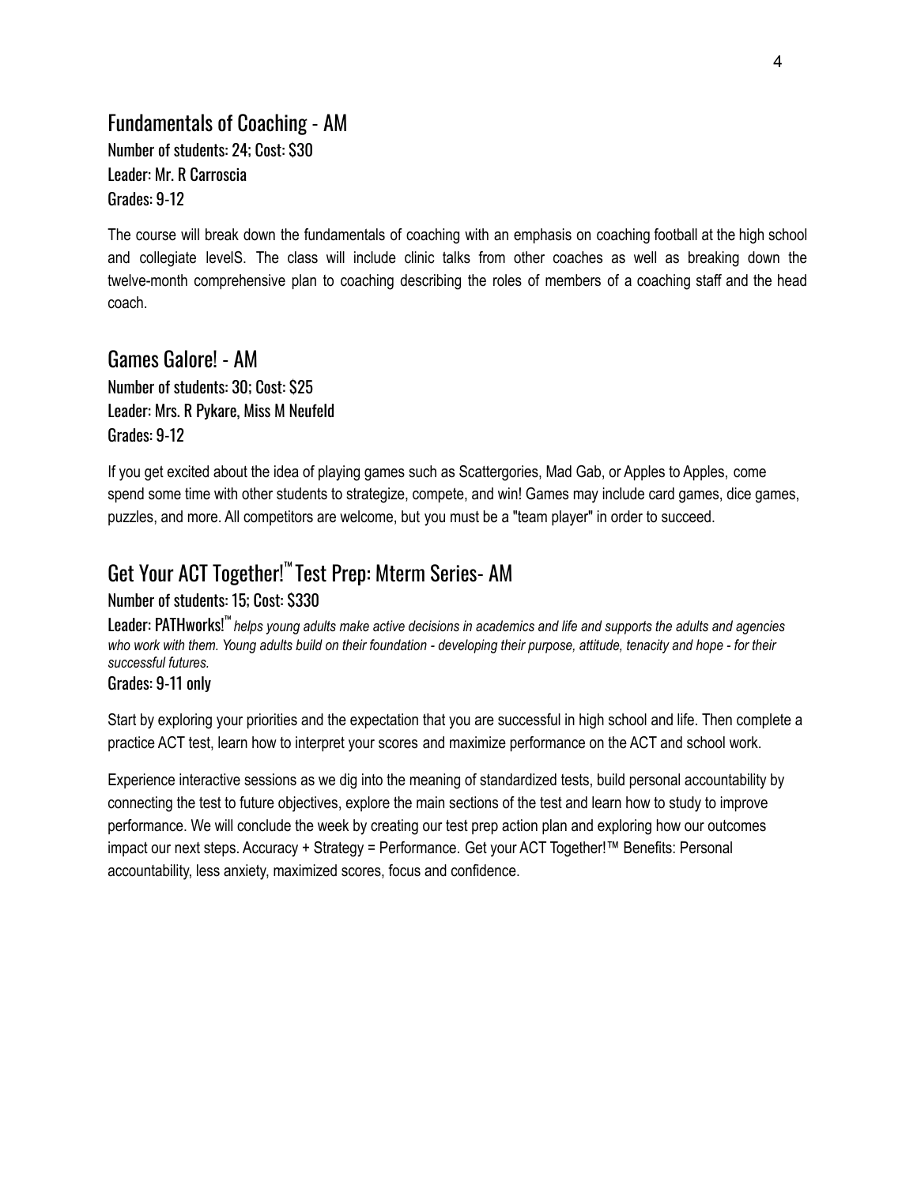## Fundamentals of Coaching - AM

Number of students: 24; Cost: $30
Leader: Mr. R Carroscia
Grades: 9-12

The course will break down the fundamentals of coaching with an emphasis on coaching football at the high school and collegiate levelS. The class will include clinic talks from other coaches as well as breaking down the twelve-month comprehensive plan to coaching describing the roles of members of a coaching staff and the head coach.

## Games Galore! - AM

Number of students: 30; Cost: $25
Leader: Mrs. R Pykare, Miss M Neufeld
Grades: 9-12

If you get excited about the idea of playing games such as Scattergories, Mad Gab, or Apples to Apples, come spend some time with other students to strategize, compete, and win! Games may include card games, dice games, puzzles, and more. All competitors are welcome, but you must be a "team player" in order to succeed.

## Get Your ACT Together!™ Test Prep: Mterm Series- AM

Number of students: 15; Cost: $330
Leader: PATHworks!™ *helps young adults make active decisions in academics and life and supports the adults and agencies who work with them. Young adults build on their foundation - developing their purpose, attitude, tenacity and hope - for their successful futures.*
Grades: 9-11 only

Start by exploring your priorities and the expectation that you are successful in high school and life. Then complete a practice ACT test, learn how to interpret your scores and maximize performance on the ACT and school work.

Experience interactive sessions as we dig into the meaning of standardized tests, build personal accountability by connecting the test to future objectives, explore the main sections of the test and learn how to study to improve performance. We will conclude the week by creating our test prep action plan and exploring how our outcomes impact our next steps. Accuracy + Strategy = Performance. Get your ACT Together!™ Benefits: Personal accountability, less anxiety, maximized scores, focus and confidence.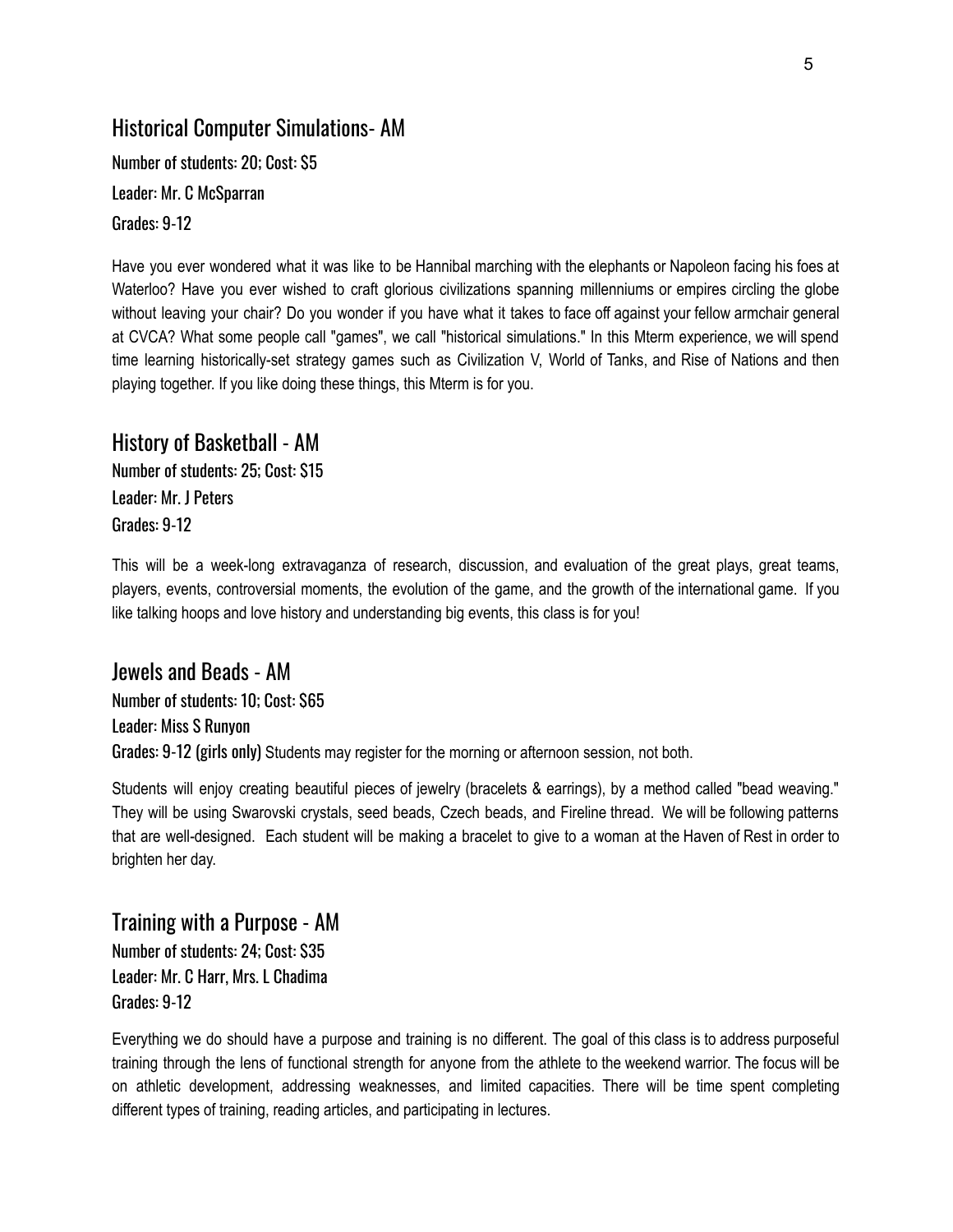## Historical Computer Simulations- AM

Number of students: 20; Cost: $5

Leader: Mr. C McSparran

Grades: 9-12

Have you ever wondered what it was like to be Hannibal marching with the elephants or Napoleon facing his foes at Waterloo? Have you ever wished to craft glorious civilizations spanning millenniums or empires circling the globe without leaving your chair? Do you wonder if you have what it takes to face off against your fellow armchair general at CVCA? What some people call "games", we call "historical simulations." In this Mterm experience, we will spend time learning historically-set strategy games such as Civilization V, World of Tanks, and Rise of Nations and then playing together. If you like doing these things, this Mterm is for you.

## History of Basketball - AM

Number of students: 25; Cost: $15

Leader: Mr. J Peters

Grades: 9-12

This will be a week-long extravaganza of research, discussion, and evaluation of the great plays, great teams, players, events, controversial moments, the evolution of the game, and the growth of the international game. If you like talking hoops and love history and understanding big events, this class is for you!

## Jewels and Beads - AM

Number of students: 10; Cost: $65

Leader: Miss S Runyon

Grades: 9-12 (girls only) Students may register for the morning or afternoon session, not both.

Students will enjoy creating beautiful pieces of jewelry (bracelets & earrings), by a method called "bead weaving." They will be using Swarovski crystals, seed beads, Czech beads, and Fireline thread. We will be following patterns that are well-designed. Each student will be making a bracelet to give to a woman at the Haven of Rest in order to brighten her day.

## Training with a Purpose - AM

Number of students: 24; Cost: $35

Leader: Mr. C Harr, Mrs. L Chadima

Grades: 9-12

Everything we do should have a purpose and training is no different. The goal of this class is to address purposeful training through the lens of functional strength for anyone from the athlete to the weekend warrior. The focus will be on athletic development, addressing weaknesses, and limited capacities. There will be time spent completing different types of training, reading articles, and participating in lectures.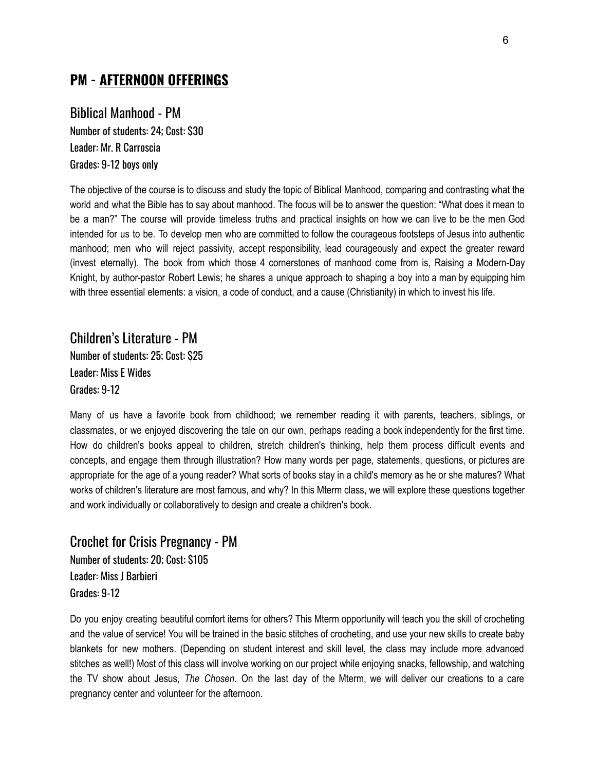## PM - **AFTERNOON OFFERINGS**

### Biblical Manhood - PM

Number of students: 24; Cost: $30
Leader: Mr. R Carroscia
Grades: 9-12 boys only

The objective of the course is to discuss and study the topic of Biblical Manhood, comparing and contrasting what the world and what the Bible has to say about manhood. The focus will be to answer the question: "What does it mean to be a man?" The course will provide timeless truths and practical insights on how we can live to be the men God intended for us to be. To develop men who are committed to follow the courageous footsteps of Jesus into authentic manhood; men who will reject passivity, accept responsibility, lead courageously and expect the greater reward (invest eternally). The book from which those 4 cornerstones of manhood come from is, Raising a Modern-Day Knight, by author-pastor Robert Lewis; he shares a unique approach to shaping a boy into a man by equipping him with three essential elements: a vision, a code of conduct, and a cause (Christianity) in which to invest his life.

### Children's Literature - PM

Number of students: 25; Cost: $25
Leader: Miss E Wides
Grades: 9-12

Many of us have a favorite book from childhood; we remember reading it with parents, teachers, siblings, or classmates, or we enjoyed discovering the tale on our own, perhaps reading a book independently for the first time. How do children's books appeal to children, stretch children's thinking, help them process difficult events and concepts, and engage them through illustration? How many words per page, statements, questions, or pictures are appropriate for the age of a young reader? What sorts of books stay in a child's memory as he or she matures? What works of children's literature are most famous, and why? In this Mterm class, we will explore these questions together and work individually or collaboratively to design and create a children's book.

### Crochet for Crisis Pregnancy - PM

Number of students: 20; Cost: $105
Leader: Miss J Barbieri
Grades: 9-12

Do you enjoy creating beautiful comfort items for others? This Mterm opportunity will teach you the skill of crocheting and the value of service! You will be trained in the basic stitches of crocheting, and use your new skills to create baby blankets for new mothers. (Depending on student interest and skill level, the class may include more advanced stitches as well!) Most of this class will involve working on our project while enjoying snacks, fellowship, and watching the TV show about Jesus, *The Chosen*. On the last day of the Mterm, we will deliver our creations to a care pregnancy center and volunteer for the afternoon.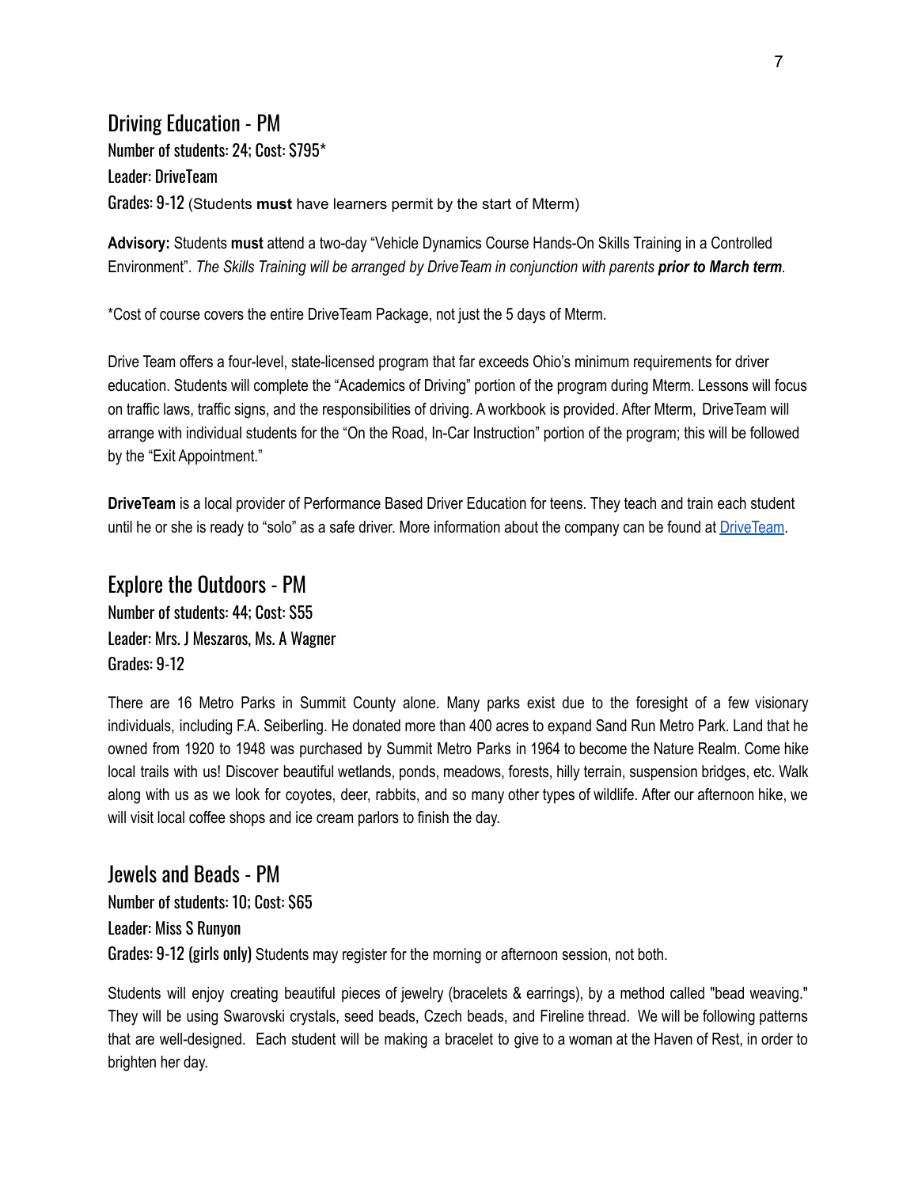## Driving Education - PM

Number of students: 24; Cost: $795*

Leader: DriveTeam

Grades: 9-12 (Students **must** have learners permit by the start of Mterm)

**Advisory:** Students **must** attend a two-day "Vehicle Dynamics Course Hands-On Skills Training in a Controlled Environment". *The Skills Training will be arranged by DriveTeam in conjunction with parents* ***prior to March term****.*

*Cost of course covers the entire DriveTeam Package, not just the 5 days of Mterm.

Drive Team offers a four-level, state-licensed program that far exceeds Ohio's minimum requirements for driver education. Students will complete the "Academics of Driving" portion of the program during Mterm. Lessons will focus on traffic laws, traffic signs, and the responsibilities of driving. A workbook is provided. After Mterm, DriveTeam will arrange with individual students for the "On the Road, In-Car Instruction" portion of the program; this will be followed by the "Exit Appointment."

**DriveTeam** is a local provider of Performance Based Driver Education for teens. They teach and train each student until he or she is ready to "solo" as a safe driver. More information about the company can be found at DriveTeam.

## Explore the Outdoors - PM

Number of students: 44; Cost: $55

Leader: Mrs. J Meszaros, Ms. A Wagner

Grades: 9-12

There are 16 Metro Parks in Summit County alone. Many parks exist due to the foresight of a few visionary individuals, including F.A. Seiberling. He donated more than 400 acres to expand Sand Run Metro Park. Land that he owned from 1920 to 1948 was purchased by Summit Metro Parks in 1964 to become the Nature Realm. Come hike local trails with us! Discover beautiful wetlands, ponds, meadows, forests, hilly terrain, suspension bridges, etc. Walk along with us as we look for coyotes, deer, rabbits, and so many other types of wildlife. After our afternoon hike, we will visit local coffee shops and ice cream parlors to finish the day.

## Jewels and Beads - PM

Number of students: 10; Cost: $65

Leader: Miss S Runyon

Grades: 9-12 (girls only) Students may register for the morning or afternoon session, not both.

Students will enjoy creating beautiful pieces of jewelry (bracelets & earrings), by a method called "bead weaving." They will be using Swarovski crystals, seed beads, Czech beads, and Fireline thread. We will be following patterns that are well-designed. Each student will be making a bracelet to give to a woman at the Haven of Rest, in order to brighten her day.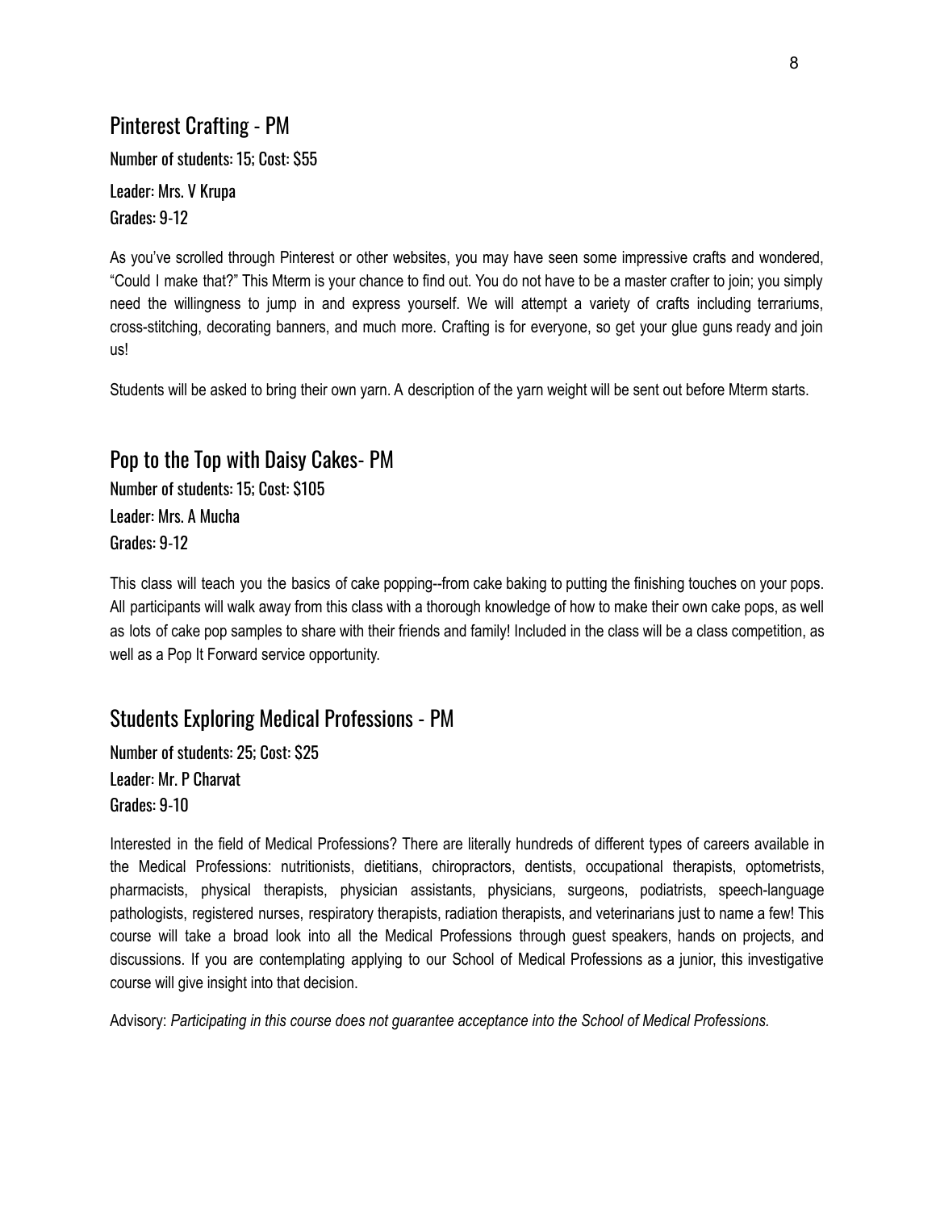## Pinterest Crafting - PM

Number of students: 15; Cost: $55

Leader: Mrs. V Krupa
Grades: 9-12

As you've scrolled through Pinterest or other websites, you may have seen some impressive crafts and wondered, "Could I make that?" This Mterm is your chance to find out. You do not have to be a master crafter to join; you simply need the willingness to jump in and express yourself. We will attempt a variety of crafts including terrariums, cross-stitching, decorating banners, and much more. Crafting is for everyone, so get your glue guns ready and join us!

Students will be asked to bring their own yarn. A description of the yarn weight will be sent out before Mterm starts.

## Pop to the Top with Daisy Cakes- PM

Number of students: 15; Cost: $105
Leader: Mrs. A Mucha
Grades: 9-12

This class will teach you the basics of cake popping--from cake baking to putting the finishing touches on your pops. All participants will walk away from this class with a thorough knowledge of how to make their own cake pops, as well as lots of cake pop samples to share with their friends and family! Included in the class will be a class competition, as well as a Pop It Forward service opportunity.

## Students Exploring Medical Professions - PM

Number of students: 25; Cost: $25
Leader: Mr. P Charvat
Grades: 9-10

Interested in the field of Medical Professions? There are literally hundreds of different types of careers available in the Medical Professions: nutritionists, dietitians, chiropractors, dentists, occupational therapists, optometrists, pharmacists, physical therapists, physician assistants, physicians, surgeons, podiatrists, speech-language pathologists, registered nurses, respiratory therapists, radiation therapists, and veterinarians just to name a few! This course will take a broad look into all the Medical Professions through guest speakers, hands on projects, and discussions. If you are contemplating applying to our School of Medical Professions as a junior, this investigative course will give insight into that decision.

Advisory: *Participating in this course does not guarantee acceptance into the School of Medical Professions.*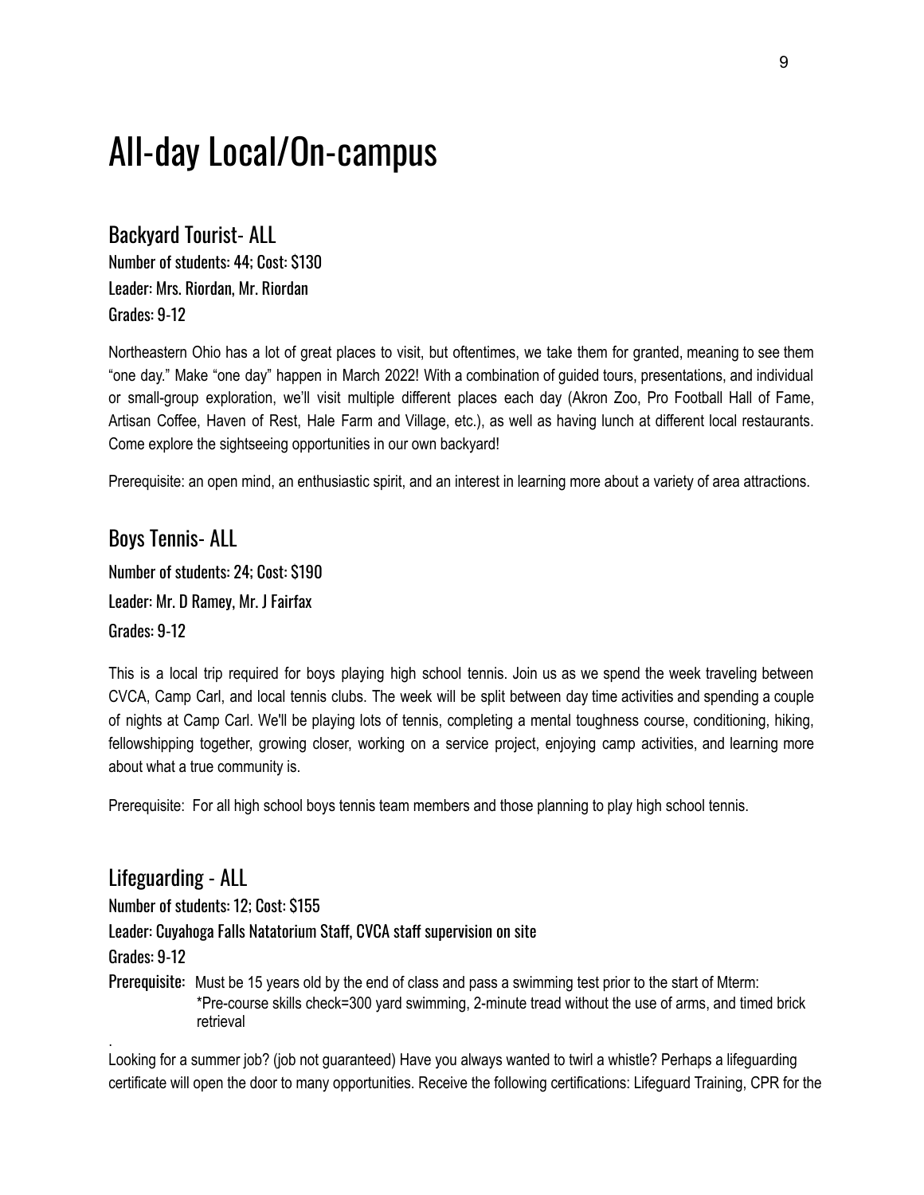# All-day Local/On-campus

## Backyard Tourist- ALL

Number of students: 44; Cost: $130

Leader: Mrs. Riordan, Mr. Riordan

Grades: 9-12

Northeastern Ohio has a lot of great places to visit, but oftentimes, we take them for granted, meaning to see them "one day." Make "one day" happen in March 2022! With a combination of guided tours, presentations, and individual or small-group exploration, we'll visit multiple different places each day (Akron Zoo, Pro Football Hall of Fame, Artisan Coffee, Haven of Rest, Hale Farm and Village, etc.), as well as having lunch at different local restaurants. Come explore the sightseeing opportunities in our own backyard!

Prerequisite: an open mind, an enthusiastic spirit, and an interest in learning more about a variety of area attractions.

## Boys Tennis- ALL

Number of students: 24; Cost: $190

Leader: Mr. D Ramey, Mr. J Fairfax

Grades: 9-12

This is a local trip required for boys playing high school tennis. Join us as we spend the week traveling between CVCA, Camp Carl, and local tennis clubs. The week will be split between day time activities and spending a couple of nights at Camp Carl. We'll be playing lots of tennis, completing a mental toughness course, conditioning, hiking, fellowshipping together, growing closer, working on a service project, enjoying camp activities, and learning more about what a true community is.

Prerequisite: For all high school boys tennis team members and those planning to play high school tennis.

## Lifeguarding - ALL

Number of students: 12; Cost: $155

Leader: Cuyahoga Falls Natatorium Staff, CVCA staff supervision on site

Grades: 9-12

Prerequisite: Must be 15 years old by the end of class and pass a swimming test prior to the start of Mterm: *Pre-course skills check=300 yard swimming, 2-minute tread without the use of arms, and timed brick retrieval

Looking for a summer job? (job not guaranteed) Have you always wanted to twirl a whistle? Perhaps a lifeguarding certificate will open the door to many opportunities. Receive the following certifications: Lifeguard Training, CPR for the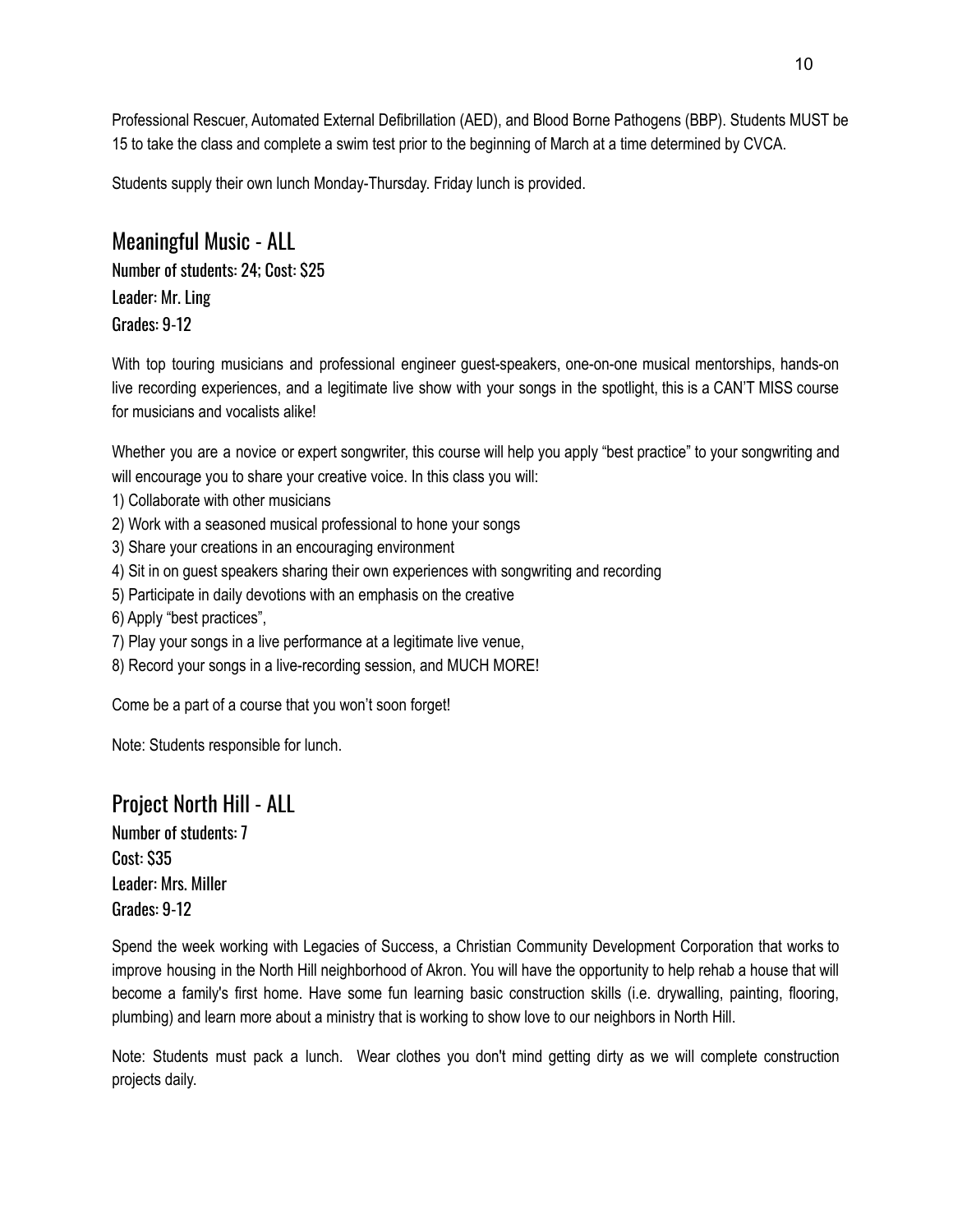Professional Rescuer, Automated External Defibrillation (AED), and Blood Borne Pathogens (BBP). Students MUST be 15 to take the class and complete a swim test prior to the beginning of March at a time determined by CVCA.

Students supply their own lunch Monday-Thursday. Friday lunch is provided.

## Meaningful Music - ALL

Number of students: 24; Cost: $25
Leader: Mr. Ling
Grades: 9-12

With top touring musicians and professional engineer guest-speakers, one-on-one musical mentorships, hands-on live recording experiences, and a legitimate live show with your songs in the spotlight, this is a CAN'T MISS course for musicians and vocalists alike!

Whether you are a novice or expert songwriter, this course will help you apply "best practice" to your songwriting and will encourage you to share your creative voice. In this class you will:

1) Collaborate with other musicians
2) Work with a seasoned musical professional to hone your songs
3) Share your creations in an encouraging environment
4) Sit in on guest speakers sharing their own experiences with songwriting and recording
5) Participate in daily devotions with an emphasis on the creative
6) Apply "best practices",
7) Play your songs in a live performance at a legitimate live venue,
8) Record your songs in a live-recording session, and MUCH MORE!

Come be a part of a course that you won't soon forget!

Note: Students responsible for lunch.

## Project North Hill - ALL

Number of students: 7
Cost: $35
Leader: Mrs. Miller
Grades: 9-12

Spend the week working with Legacies of Success, a Christian Community Development Corporation that works to improve housing in the North Hill neighborhood of Akron. You will have the opportunity to help rehab a house that will become a family's first home. Have some fun learning basic construction skills (i.e. drywalling, painting, flooring, plumbing) and learn more about a ministry that is working to show love to our neighbors in North Hill.

Note: Students must pack a lunch. Wear clothes you don't mind getting dirty as we will complete construction projects daily.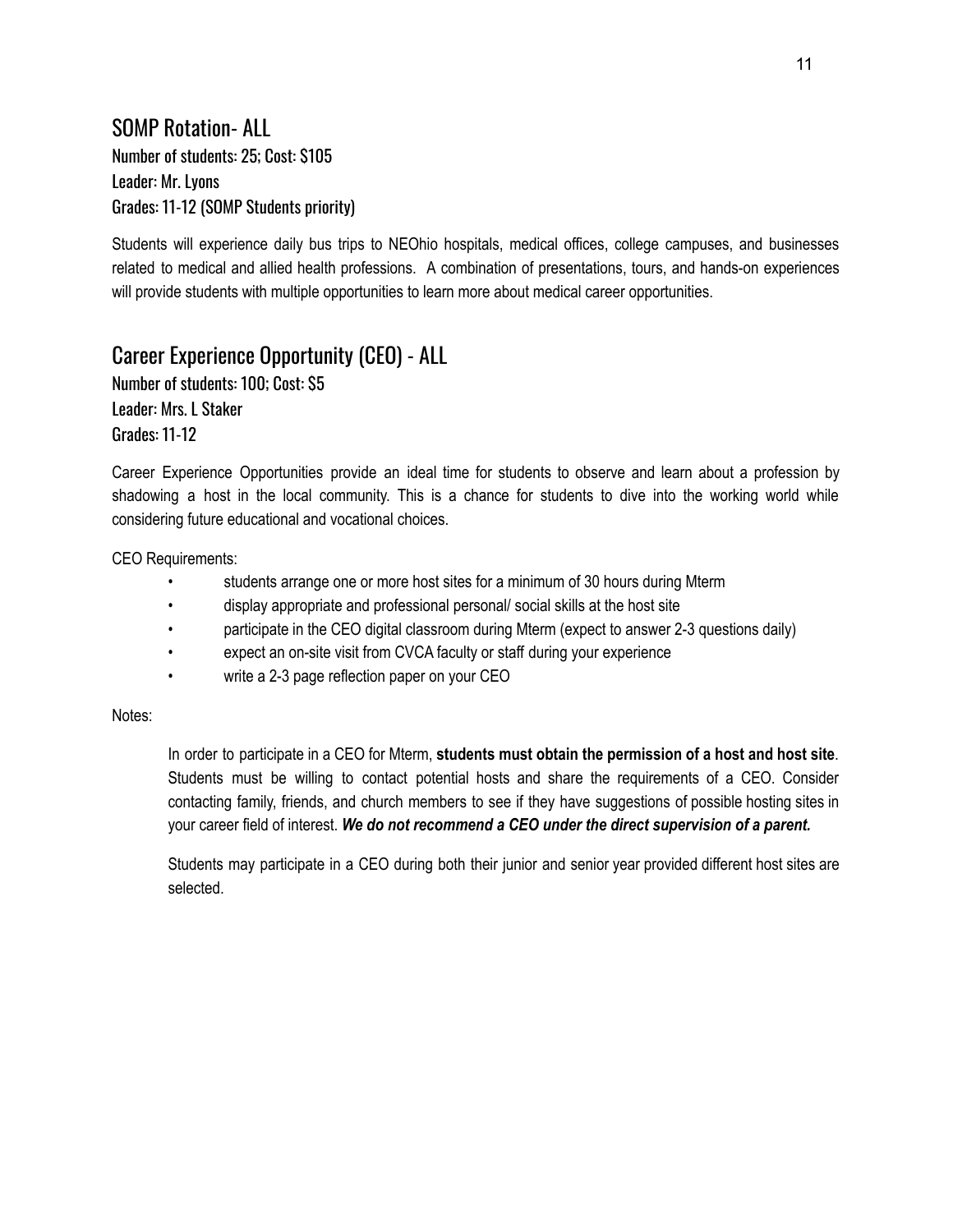## SOMP Rotation- ALL

Number of students: 25; Cost: $105
Leader: Mr. Lyons
Grades: 11-12 (SOMP Students priority)

Students will experience daily bus trips to NEOhio hospitals, medical offices, college campuses, and businesses related to medical and allied health professions. A combination of presentations, tours, and hands-on experiences will provide students with multiple opportunities to learn more about medical career opportunities.

## Career Experience Opportunity (CEO) - ALL

Number of students: 100; Cost: $5
Leader: Mrs. L Staker
Grades: 11-12

Career Experience Opportunities provide an ideal time for students to observe and learn about a profession by shadowing a host in the local community. This is a chance for students to dive into the working world while considering future educational and vocational choices.

CEO Requirements:

- students arrange one or more host sites for a minimum of 30 hours during Mterm
- display appropriate and professional personal/ social skills at the host site
- participate in the CEO digital classroom during Mterm (expect to answer 2-3 questions daily)
- expect an on-site visit from CVCA faculty or staff during your experience
- write a 2-3 page reflection paper on your CEO

Notes:

In order to participate in a CEO for Mterm, **students must obtain the permission of a host and host site**. Students must be willing to contact potential hosts and share the requirements of a CEO. Consider contacting family, friends, and church members to see if they have suggestions of possible hosting sites in your career field of interest. ***We do not recommend a CEO under the direct supervision of a parent.***

Students may participate in a CEO during both their junior and senior year provided different host sites are selected.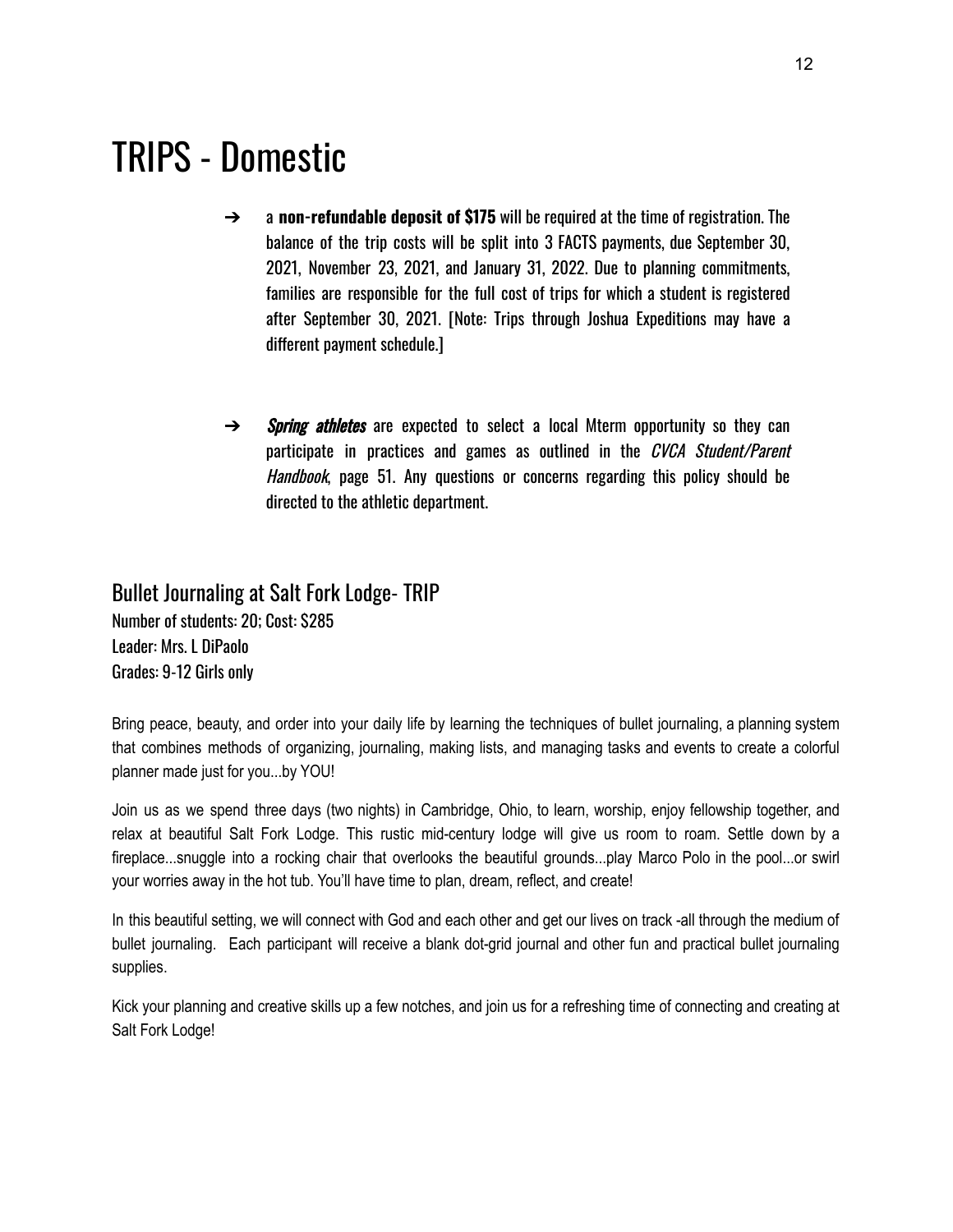# TRIPS - Domestic

- a **non-refundable deposit of $175** will be required at the time of registration. The balance of the trip costs will be split into 3 FACTS payments, due September 30, 2021, November 23, 2021, and January 31, 2022. Due to planning commitments, families are responsible for the full cost of trips for which a student is registered after September 30, 2021. [Note: Trips through Joshua Expeditions may have a different payment schedule.]

- ***Spring athletes*** are expected to select a local Mterm opportunity so they can participate in practices and games as outlined in the *CVCA Student/Parent Handbook*, page 51. Any questions or concerns regarding this policy should be directed to the athletic department.

## Bullet Journaling at Salt Fork Lodge- TRIP

Number of students: 20; Cost: $285
Leader: Mrs. L DiPaolo
Grades: 9-12 Girls only

Bring peace, beauty, and order into your daily life by learning the techniques of bullet journaling, a planning system that combines methods of organizing, journaling, making lists, and managing tasks and events to create a colorful planner made just for you...by YOU!

Join us as we spend three days (two nights) in Cambridge, Ohio, to learn, worship, enjoy fellowship together, and relax at beautiful Salt Fork Lodge. This rustic mid-century lodge will give us room to roam. Settle down by a fireplace...snuggle into a rocking chair that overlooks the beautiful grounds...play Marco Polo in the pool...or swirl your worries away in the hot tub. You'll have time to plan, dream, reflect, and create!

In this beautiful setting, we will connect with God and each other and get our lives on track -all through the medium of bullet journaling. Each participant will receive a blank dot-grid journal and other fun and practical bullet journaling supplies.

Kick your planning and creative skills up a few notches, and join us for a refreshing time of connecting and creating at Salt Fork Lodge!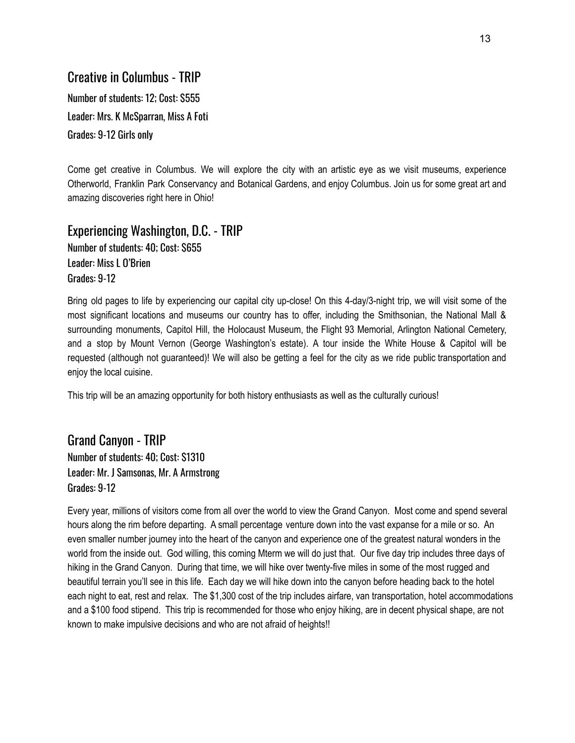## Creative in Columbus - TRIP

Number of students: 12; Cost: $555

Leader: Mrs. K McSparran, Miss A Foti

Grades: 9-12 Girls only

Come get creative in Columbus. We will explore the city with an artistic eye as we visit museums, experience Otherworld, Franklin Park Conservancy and Botanical Gardens, and enjoy Columbus. Join us for some great art and amazing discoveries right here in Ohio!

## Experiencing Washington, D.C. - TRIP

Number of students: 40; Cost: $655

Leader: Miss L O'Brien

Grades: 9-12

Bring old pages to life by experiencing our capital city up-close! On this 4-day/3-night trip, we will visit some of the most significant locations and museums our country has to offer, including the Smithsonian, the National Mall & surrounding monuments, Capitol Hill, the Holocaust Museum, the Flight 93 Memorial, Arlington National Cemetery, and a stop by Mount Vernon (George Washington's estate). A tour inside the White House & Capitol will be requested (although not guaranteed)! We will also be getting a feel for the city as we ride public transportation and enjoy the local cuisine.

This trip will be an amazing opportunity for both history enthusiasts as well as the culturally curious!

## Grand Canyon - TRIP

Number of students: 40; Cost: $1310

Leader: Mr. J Samsonas, Mr. A Armstrong

Grades: 9-12

Every year, millions of visitors come from all over the world to view the Grand Canyon. Most come and spend several hours along the rim before departing. A small percentage venture down into the vast expanse for a mile or so. An even smaller number journey into the heart of the canyon and experience one of the greatest natural wonders in the world from the inside out. God willing, this coming Mterm we will do just that. Our five day trip includes three days of hiking in the Grand Canyon. During that time, we will hike over twenty-five miles in some of the most rugged and beautiful terrain you'll see in this life. Each day we will hike down into the canyon before heading back to the hotel each night to eat, rest and relax. The $1,300 cost of the trip includes airfare, van transportation, hotel accommodations and a $100 food stipend. This trip is recommended for those who enjoy hiking, are in decent physical shape, are not known to make impulsive decisions and who are not afraid of heights!!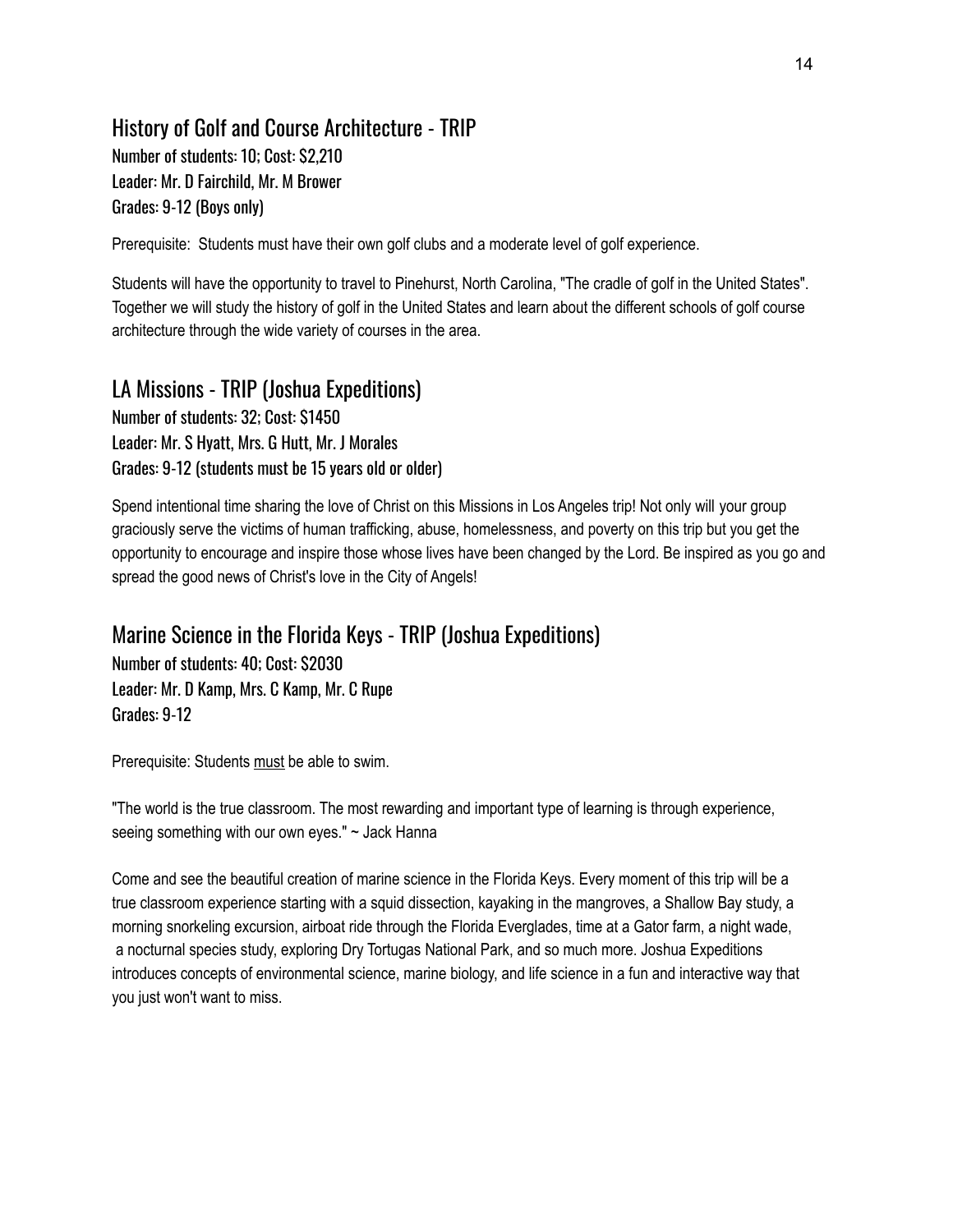## History of Golf and Course Architecture - TRIP

Number of students: 10; Cost: $2,210
Leader: Mr. D Fairchild, Mr. M Brower
Grades: 9-12 (Boys only)

Prerequisite: Students must have their own golf clubs and a moderate level of golf experience.

Students will have the opportunity to travel to Pinehurst, North Carolina, "The cradle of golf in the United States". Together we will study the history of golf in the United States and learn about the different schools of golf course architecture through the wide variety of courses in the area.

## LA Missions - TRIP (Joshua Expeditions)

Number of students: 32; Cost: $1450
Leader: Mr. S Hyatt, Mrs. G Hutt, Mr. J Morales
Grades: 9-12 (students must be 15 years old or older)

Spend intentional time sharing the love of Christ on this Missions in Los Angeles trip! Not only will your group graciously serve the victims of human trafficking, abuse, homelessness, and poverty on this trip but you get the opportunity to encourage and inspire those whose lives have been changed by the Lord. Be inspired as you go and spread the good news of Christ's love in the City of Angels!

## Marine Science in the Florida Keys - TRIP (Joshua Expeditions)

Number of students: 40; Cost: $2030
Leader: Mr. D Kamp, Mrs. C Kamp, Mr. C Rupe
Grades: 9-12

Prerequisite: Students must be able to swim.

"The world is the true classroom. The most rewarding and important type of learning is through experience, seeing something with our own eyes." ~ Jack Hanna

Come and see the beautiful creation of marine science in the Florida Keys. Every moment of this trip will be a true classroom experience starting with a squid dissection, kayaking in the mangroves, a Shallow Bay study, a morning snorkeling excursion, airboat ride through the Florida Everglades, time at a Gator farm, a night wade, a nocturnal species study, exploring Dry Tortugas National Park, and so much more. Joshua Expeditions introduces concepts of environmental science, marine biology, and life science in a fun and interactive way that you just won't want to miss.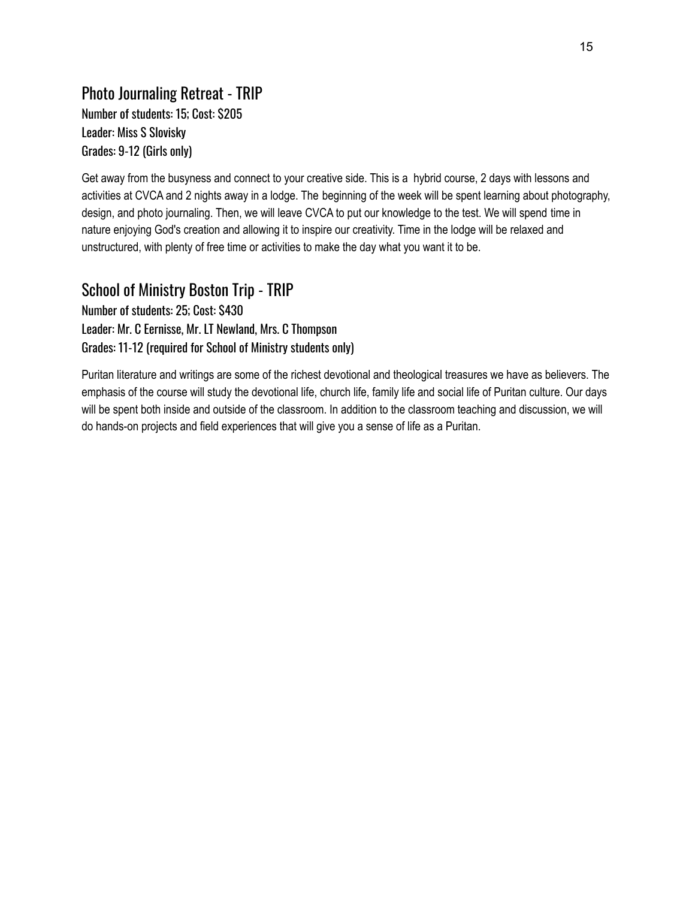## Photo Journaling Retreat - TRIP

Number of students: 15; Cost: $205
Leader: Miss S Slovisky
Grades: 9-12 (Girls only)

Get away from the busyness and connect to your creative side. This is a hybrid course, 2 days with lessons and activities at CVCA and 2 nights away in a lodge. The beginning of the week will be spent learning about photography, design, and photo journaling. Then, we will leave CVCA to put our knowledge to the test. We will spend time in nature enjoying God's creation and allowing it to inspire our creativity. Time in the lodge will be relaxed and unstructured, with plenty of free time or activities to make the day what you want it to be.

## School of Ministry Boston Trip - TRIP

Number of students: 25; Cost: $430
Leader: Mr. C Eernisse, Mr. LT Newland, Mrs. C Thompson
Grades: 11-12 (required for School of Ministry students only)

Puritan literature and writings are some of the richest devotional and theological treasures we have as believers. The emphasis of the course will study the devotional life, church life, family life and social life of Puritan culture. Our days will be spent both inside and outside of the classroom. In addition to the classroom teaching and discussion, we will do hands-on projects and field experiences that will give you a sense of life as a Puritan.